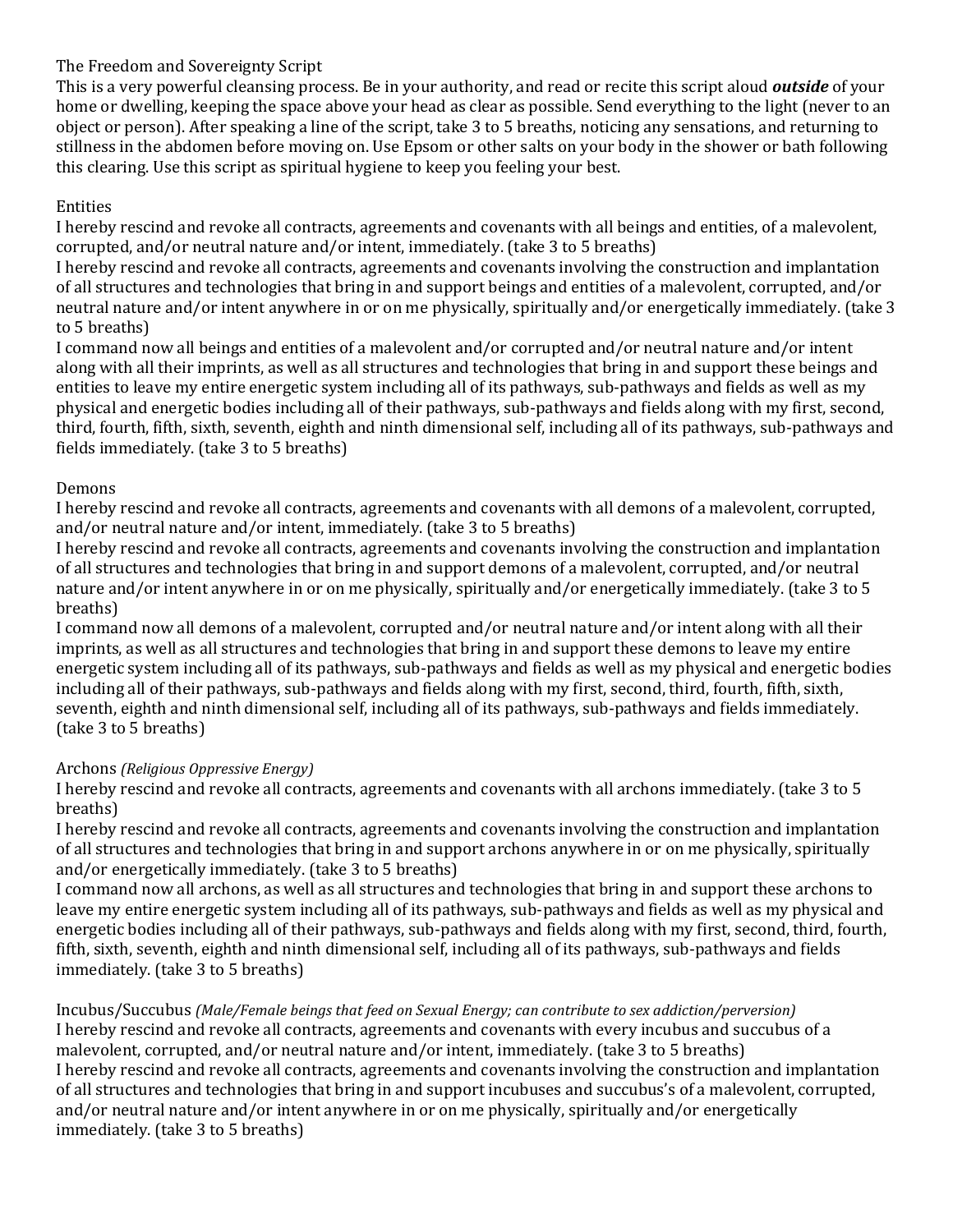# The Freedom and Sovereignty Script

This is a very powerful cleansing process. Be in your authority, and read or recite this script aloud ***outside*** of your home or dwelling, keeping the space above your head as clear as possible. Send everything to the light (never to an object or person). After speaking a line of the script, take 3 to 5 breaths, noticing any sensations, and returning to stillness in the abdomen before moving on. Use Epsom or other salts on your body in the shower or bath following this clearing. Use this script as spiritual hygiene to keep you feeling your best.

## Entities

I hereby rescind and revoke all contracts, agreements and covenants with all beings and entities, of a malevolent, corrupted, and/or neutral nature and/or intent, immediately. (take 3 to 5 breaths)

I hereby rescind and revoke all contracts, agreements and covenants involving the construction and implantation of all structures and technologies that bring in and support beings and entities of a malevolent, corrupted, and/or neutral nature and/or intent anywhere in or on me physically, spiritually and/or energetically immediately. (take 3 to 5 breaths)

I command now all beings and entities of a malevolent and/or corrupted and/or neutral nature and/or intent along with all their imprints, as well as all structures and technologies that bring in and support these beings and entities to leave my entire energetic system including all of its pathways, sub-pathways and fields as well as my physical and energetic bodies including all of their pathways, sub-pathways and fields along with my first, second, third, fourth, fifth, sixth, seventh, eighth and ninth dimensional self, including all of its pathways, sub-pathways and fields immediately. (take 3 to 5 breaths)

## Demons

I hereby rescind and revoke all contracts, agreements and covenants with all demons of a malevolent, corrupted, and/or neutral nature and/or intent, immediately. (take 3 to 5 breaths)

I hereby rescind and revoke all contracts, agreements and covenants involving the construction and implantation of all structures and technologies that bring in and support demons of a malevolent, corrupted, and/or neutral nature and/or intent anywhere in or on me physically, spiritually and/or energetically immediately. (take 3 to 5 breaths)

I command now all demons of a malevolent, corrupted and/or neutral nature and/or intent along with all their imprints, as well as all structures and technologies that bring in and support these demons to leave my entire energetic system including all of its pathways, sub-pathways and fields as well as my physical and energetic bodies including all of their pathways, sub-pathways and fields along with my first, second, third, fourth, fifth, sixth, seventh, eighth and ninth dimensional self, including all of its pathways, sub-pathways and fields immediately. (take 3 to 5 breaths)

## Archons *(Religious Oppressive Energy)*

I hereby rescind and revoke all contracts, agreements and covenants with all archons immediately. (take 3 to 5 breaths)

I hereby rescind and revoke all contracts, agreements and covenants involving the construction and implantation of all structures and technologies that bring in and support archons anywhere in or on me physically, spiritually and/or energetically immediately. (take 3 to 5 breaths)

I command now all archons, as well as all structures and technologies that bring in and support these archons to leave my entire energetic system including all of its pathways, sub-pathways and fields as well as my physical and energetic bodies including all of their pathways, sub-pathways and fields along with my first, second, third, fourth, fifth, sixth, seventh, eighth and ninth dimensional self, including all of its pathways, sub-pathways and fields immediately. (take 3 to 5 breaths)

## Incubus/Succubus *(Male/Female beings that feed on Sexual Energy; can contribute to sex addiction/perversion)*

I hereby rescind and revoke all contracts, agreements and covenants with every incubus and succubus of a malevolent, corrupted, and/or neutral nature and/or intent, immediately. (take 3 to 5 breaths)

I hereby rescind and revoke all contracts, agreements and covenants involving the construction and implantation of all structures and technologies that bring in and support incubuses and succubus's of a malevolent, corrupted, and/or neutral nature and/or intent anywhere in or on me physically, spiritually and/or energetically immediately. (take 3 to 5 breaths)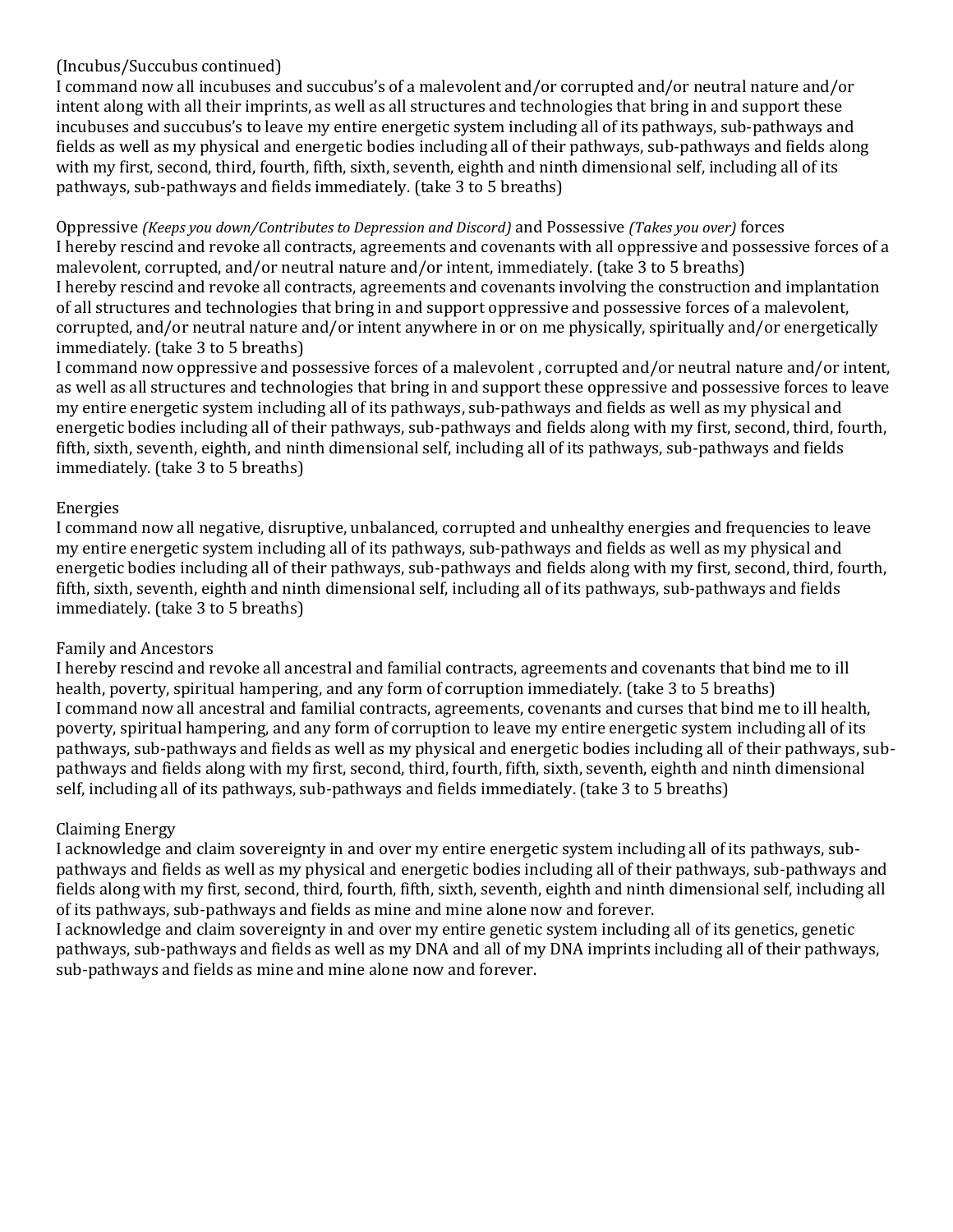(Incubus/Succubus continued)

I command now all incubuses and succubus's of a malevolent and/or corrupted and/or neutral nature and/or intent along with all their imprints, as well as all structures and technologies that bring in and support these incubuses and succubus's to leave my entire energetic system including all of its pathways, sub-pathways and fields as well as my physical and energetic bodies including all of their pathways, sub-pathways and fields along with my first, second, third, fourth, fifth, sixth, seventh, eighth and ninth dimensional self, including all of its pathways, sub-pathways and fields immediately. (take 3 to 5 breaths)

Oppressive *(Keeps you down/Contributes to Depression and Discord)* and Possessive *(Takes you over)* forces

I hereby rescind and revoke all contracts, agreements and covenants with all oppressive and possessive forces of a malevolent, corrupted, and/or neutral nature and/or intent, immediately. (take 3 to 5 breaths)

I hereby rescind and revoke all contracts, agreements and covenants involving the construction and implantation of all structures and technologies that bring in and support oppressive and possessive forces of a malevolent, corrupted, and/or neutral nature and/or intent anywhere in or on me physically, spiritually and/or energetically immediately. (take 3 to 5 breaths)

I command now oppressive and possessive forces of a malevolent , corrupted and/or neutral nature and/or intent, as well as all structures and technologies that bring in and support these oppressive and possessive forces to leave my entire energetic system including all of its pathways, sub-pathways and fields as well as my physical and energetic bodies including all of their pathways, sub-pathways and fields along with my first, second, third, fourth, fifth, sixth, seventh, eighth, and ninth dimensional self, including all of its pathways, sub-pathways and fields immediately. (take 3 to 5 breaths)

Energies

I command now all negative, disruptive, unbalanced, corrupted and unhealthy energies and frequencies to leave my entire energetic system including all of its pathways, sub-pathways and fields as well as my physical and energetic bodies including all of their pathways, sub-pathways and fields along with my first, second, third, fourth, fifth, sixth, seventh, eighth and ninth dimensional self, including all of its pathways, sub-pathways and fields immediately. (take 3 to 5 breaths)

Family and Ancestors

I hereby rescind and revoke all ancestral and familial contracts, agreements and covenants that bind me to ill health, poverty, spiritual hampering, and any form of corruption immediately. (take 3 to 5 breaths)

I command now all ancestral and familial contracts, agreements, covenants and curses that bind me to ill health, poverty, spiritual hampering, and any form of corruption to leave my entire energetic system including all of its pathways, sub-pathways and fields as well as my physical and energetic bodies including all of their pathways, sub-pathways and fields along with my first, second, third, fourth, fifth, sixth, seventh, eighth and ninth dimensional self, including all of its pathways, sub-pathways and fields immediately. (take 3 to 5 breaths)

Claiming Energy

I acknowledge and claim sovereignty in and over my entire energetic system including all of its pathways, sub-pathways and fields as well as my physical and energetic bodies including all of their pathways, sub-pathways and fields along with my first, second, third, fourth, fifth, sixth, seventh, eighth and ninth dimensional self, including all of its pathways, sub-pathways and fields as mine and mine alone now and forever.

I acknowledge and claim sovereignty in and over my entire genetic system including all of its genetics, genetic pathways, sub-pathways and fields as well as my DNA and all of my DNA imprints including all of their pathways, sub-pathways and fields as mine and mine alone now and forever.